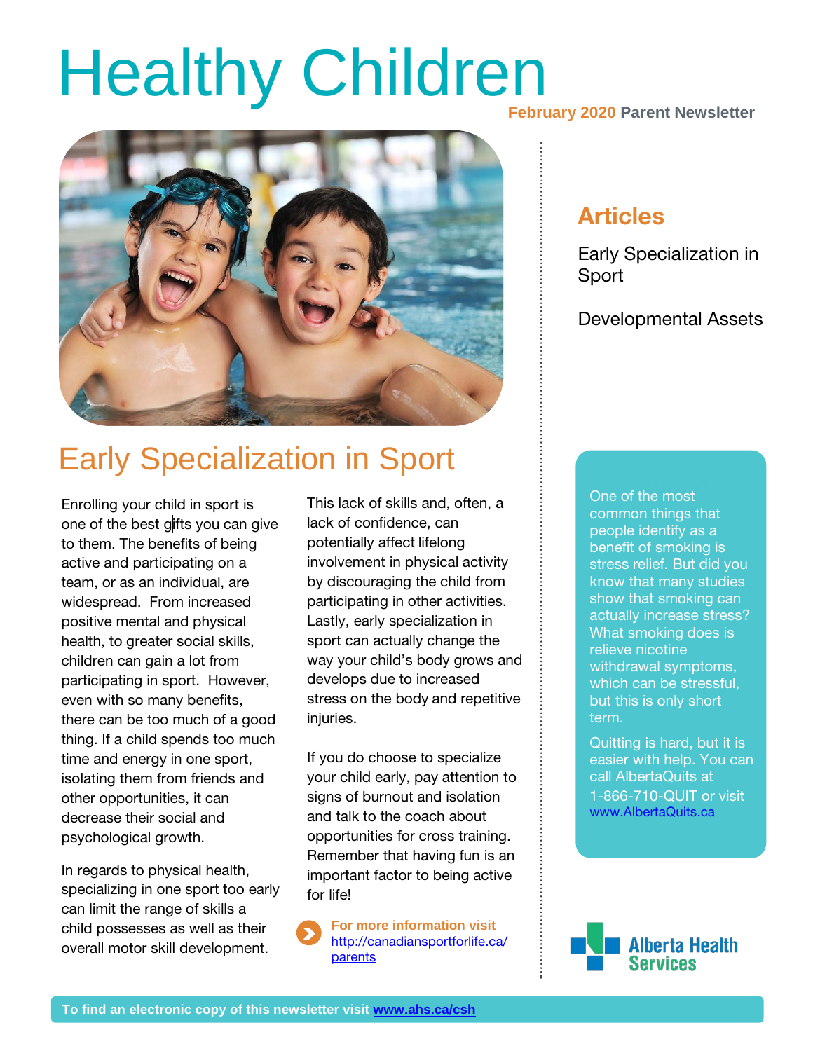# Healthy Children

**February 2020 Parent Newsletter**

## Articles

Early Specialization in Sport

Developmental Assets

## Early Specialization in Sport

Enrolling your child in sport is one of the best gifts you can give to them. The benefits of being active and participating on a team, or as an individual, are widespread. From increased positive mental and physical health, to greater social skills, children can gain a lot from participating in sport. However, even with so many benefits, there can be too much of a good thing. If a child spends too much time and energy in one sport, isolating them from friends and other opportunities, it can decrease their social and psychological growth.

In regards to physical health, specializing in one sport too early can limit the range of skills a child possesses as well as their overall motor skill development. This lack of skills and, often, a lack of confidence, can potentially affect lifelong involvement in physical activity by discouraging the child from participating in other activities. Lastly, early specialization in sport can actually change the way your child's body grows and develops due to increased stress on the body and repetitive injuries.

If you do choose to specialize your child early, pay attention to signs of burnout and isolation and talk to the coach about opportunities for cross training. Remember that having fun is an important factor to being active for life!

**For more information visit** http://canadiansportforlife.ca/parents

One of the most common things that people identify as a benefit of smoking is stress relief. But did you know that many studies show that smoking can actually increase stress? What smoking does is relieve nicotine withdrawal symptoms, which can be stressful, but this is only short term.

Quitting is hard, but it is easier with help. You can call AlbertaQuits at 1-866-710-QUIT or visit www.AlbertaQuits.ca

Alberta Health Services

**To find an electronic copy of this newsletter visit www.ahs.ca/csh**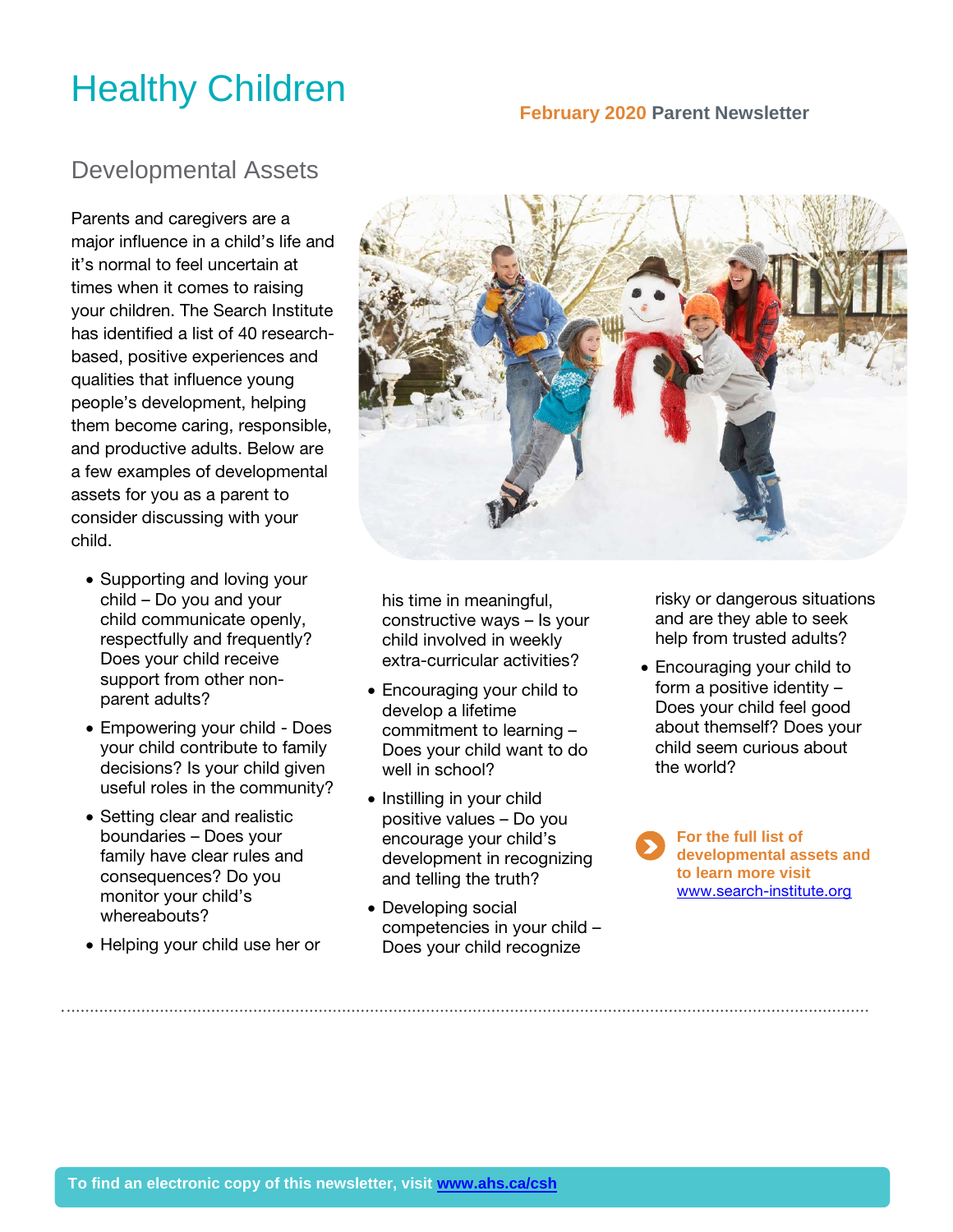# Healthy Children

**February 2020 Parent Newsletter**

## Developmental Assets

Parents and caregivers are a major influence in a child's life and it's normal to feel uncertain at times when it comes to raising your children. The Search Institute has identified a list of 40 research-based, positive experiences and qualities that influence young people's development, helping them become caring, responsible, and productive adults. Below are a few examples of developmental assets for you as a parent to consider discussing with your child.

- Supporting and loving your child – Do you and your child communicate openly, respectfully and frequently? Does your child receive support from other non-parent adults?
- Empowering your child - Does your child contribute to family decisions? Is your child given useful roles in the community?
- Setting clear and realistic boundaries – Does your family have clear rules and consequences? Do you monitor your child's whereabouts?
- Helping your child use her or his time in meaningful, constructive ways – Is your child involved in weekly extra-curricular activities?
- Encouraging your child to develop a lifetime commitment to learning – Does your child want to do well in school?
- Instilling in your child positive values – Do you encourage your child's development in recognizing and telling the truth?
- Developing social competencies in your child – Does your child recognize risky or dangerous situations and are they able to seek help from trusted adults?
- Encouraging your child to form a positive identity – Does your child feel good about themself? Does your child seem curious about the world?

**For the full list of developmental assets and to learn more visit** [www.search-institute.org](http://www.search-institute.org)

**To find an electronic copy of this newsletter, visit [www.ahs.ca/csh](http://www.ahs.ca/csh)**